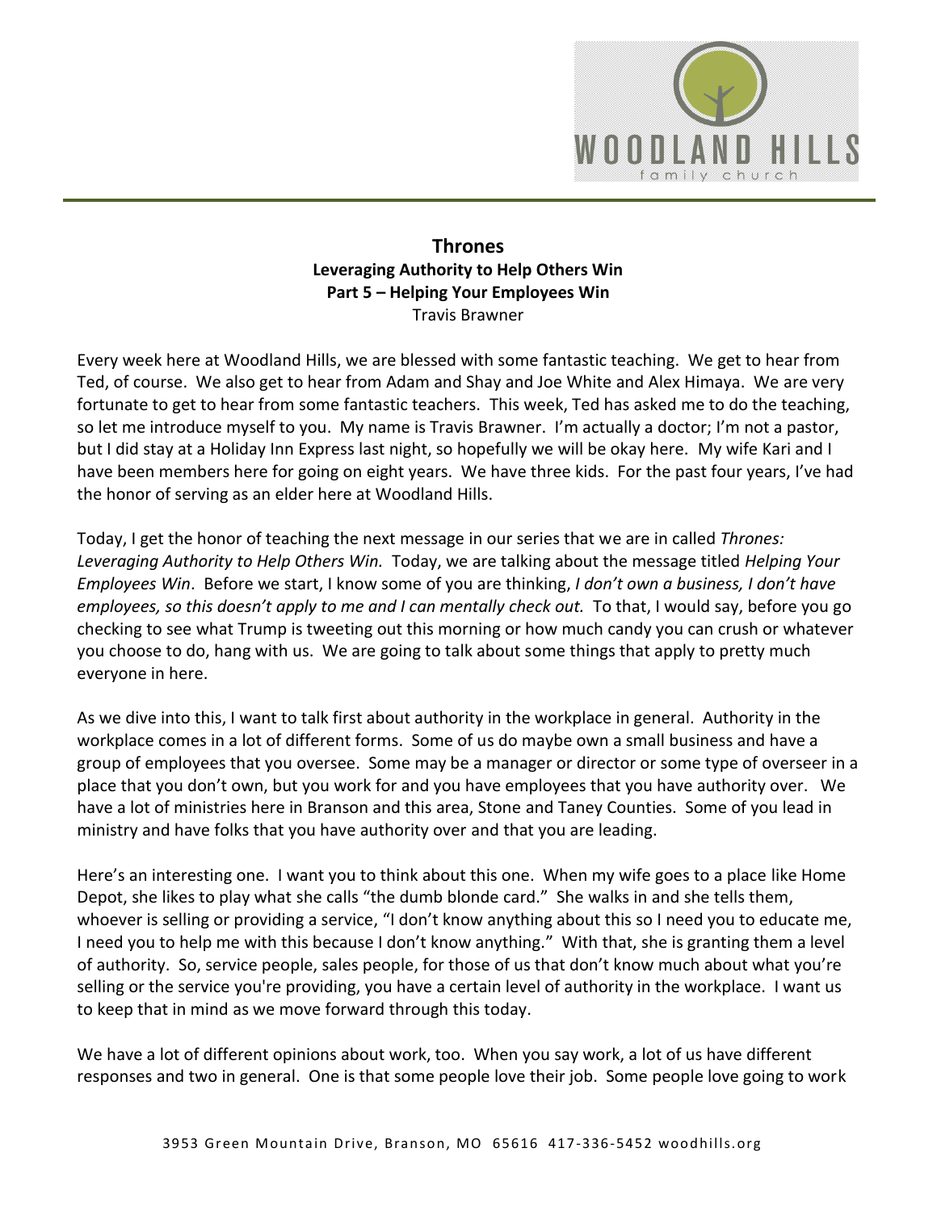# Thrones

## Leveraging Authority to Help Others Win

### Part 5 – Helping Your Employees Win

Travis Brawner

Every week here at Woodland Hills, we are blessed with some fantastic teaching. We get to hear from Ted, of course. We also get to hear from Adam and Shay and Joe White and Alex Himaya. We are very fortunate to get to hear from some fantastic teachers. This week, Ted has asked me to do the teaching, so let me introduce myself to you. My name is Travis Brawner. I'm actually a doctor; I'm not a pastor, but I did stay at a Holiday Inn Express last night, so hopefully we will be okay here. My wife Kari and I have been members here for going on eight years. We have three kids. For the past four years, I've had the honor of serving as an elder here at Woodland Hills.

Today, I get the honor of teaching the next message in our series that we are in called *Thrones: Leveraging Authority to Help Others Win.* Today, we are talking about the message titled *Helping Your Employees Win*. Before we start, I know some of you are thinking, *I don't own a business, I don't have employees, so this doesn't apply to me and I can mentally check out.* To that, I would say, before you go checking to see what Trump is tweeting out this morning or how much candy you can crush or whatever you choose to do, hang with us. We are going to talk about some things that apply to pretty much everyone in here.

As we dive into this, I want to talk first about authority in the workplace in general. Authority in the workplace comes in a lot of different forms. Some of us do maybe own a small business and have a group of employees that you oversee. Some may be a manager or director or some type of overseer in a place that you don't own, but you work for and you have employees that you have authority over. We have a lot of ministries here in Branson and this area, Stone and Taney Counties. Some of you lead in ministry and have folks that you have authority over and that you are leading.

Here's an interesting one. I want you to think about this one. When my wife goes to a place like Home Depot, she likes to play what she calls "the dumb blonde card." She walks in and she tells them, whoever is selling or providing a service, "I don't know anything about this so I need you to educate me, I need you to help me with this because I don't know anything." With that, she is granting them a level of authority. So, service people, sales people, for those of us that don't know much about what you're selling or the service you're providing, you have a certain level of authority in the workplace. I want us to keep that in mind as we move forward through this today.

We have a lot of different opinions about work, too. When you say work, a lot of us have different responses and two in general. One is that some people love their job. Some people love going to work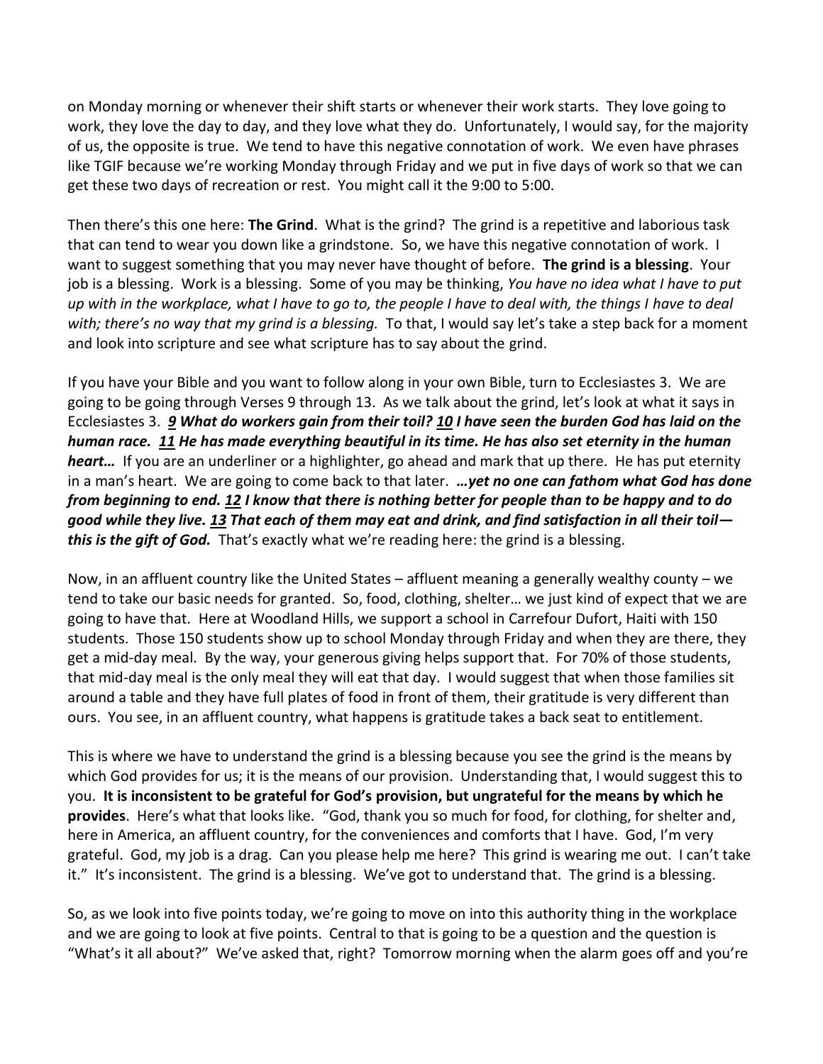on Monday morning or whenever their shift starts or whenever their work starts. They love going to work, they love the day to day, and they love what they do. Unfortunately, I would say, for the majority of us, the opposite is true. We tend to have this negative connotation of work. We even have phrases like TGIF because we're working Monday through Friday and we put in five days of work so that we can get these two days of recreation or rest. You might call it the 9:00 to 5:00.

Then there's this one here: **The Grind**. What is the grind? The grind is a repetitive and laborious task that can tend to wear you down like a grindstone. So, we have this negative connotation of work. I want to suggest something that you may never have thought of before. **The grind is a blessing**. Your job is a blessing. Work is a blessing. Some of you may be thinking, *You have no idea what I have to put up with in the workplace, what I have to go to, the people I have to deal with, the things I have to deal with; there's no way that my grind is a blessing.* To that, I would say let's take a step back for a moment and look into scripture and see what scripture has to say about the grind.

If you have your Bible and you want to follow along in your own Bible, turn to Ecclesiastes 3. We are going to be going through Verses 9 through 13. As we talk about the grind, let's look at what it says in Ecclesiastes 3. ***9 What do workers gain from their toil? 10 I have seen the burden God has laid on the human race. 11 He has made everything beautiful in its time. He has also set eternity in the human heart…*** If you are an underliner or a highlighter, go ahead and mark that up there. He has put eternity in a man's heart. We are going to come back to that later. ***…yet no one can fathom what God has done from beginning to end. 12 I know that there is nothing better for people than to be happy and to do good while they live. 13 That each of them may eat and drink, and find satisfaction in all their toil— this is the gift of God.*** That's exactly what we're reading here: the grind is a blessing.

Now, in an affluent country like the United States – affluent meaning a generally wealthy county – we tend to take our basic needs for granted. So, food, clothing, shelter… we just kind of expect that we are going to have that. Here at Woodland Hills, we support a school in Carrefour Dufort, Haiti with 150 students. Those 150 students show up to school Monday through Friday and when they are there, they get a mid-day meal. By the way, your generous giving helps support that. For 70% of those students, that mid-day meal is the only meal they will eat that day. I would suggest that when those families sit around a table and they have full plates of food in front of them, their gratitude is very different than ours. You see, in an affluent country, what happens is gratitude takes a back seat to entitlement.

This is where we have to understand the grind is a blessing because you see the grind is the means by which God provides for us; it is the means of our provision. Understanding that, I would suggest this to you. **It is inconsistent to be grateful for God's provision, but ungrateful for the means by which he provides**. Here's what that looks like. "God, thank you so much for food, for clothing, for shelter and, here in America, an affluent country, for the conveniences and comforts that I have. God, I'm very grateful. God, my job is a drag. Can you please help me here? This grind is wearing me out. I can't take it." It's inconsistent. The grind is a blessing. We've got to understand that. The grind is a blessing.

So, as we look into five points today, we're going to move on into this authority thing in the workplace and we are going to look at five points. Central to that is going to be a question and the question is "What's it all about?" We've asked that, right? Tomorrow morning when the alarm goes off and you're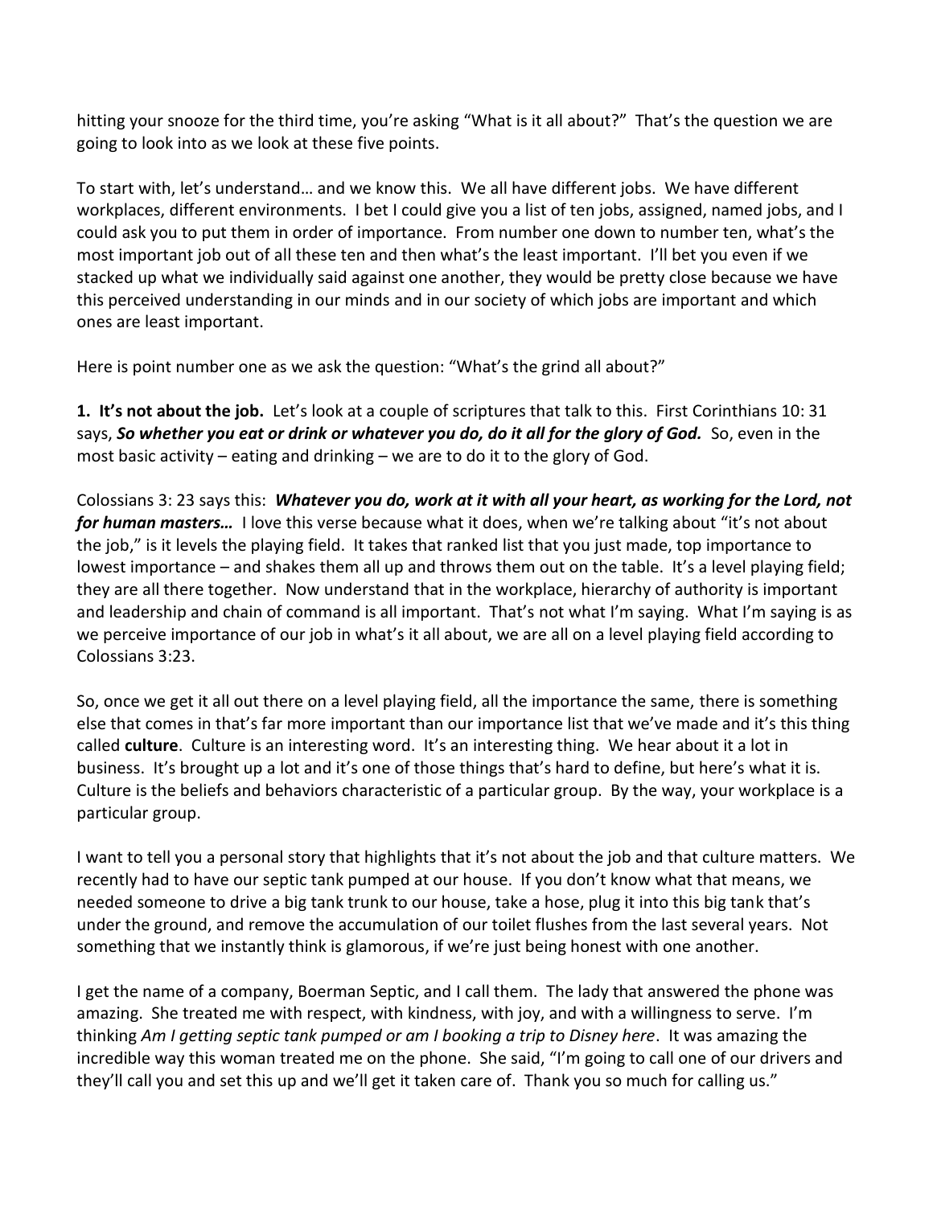hitting your snooze for the third time, you're asking "What is it all about?" That's the question we are going to look into as we look at these five points.

To start with, let's understand… and we know this. We all have different jobs. We have different workplaces, different environments. I bet I could give you a list of ten jobs, assigned, named jobs, and I could ask you to put them in order of importance. From number one down to number ten, what's the most important job out of all these ten and then what's the least important. I'll bet you even if we stacked up what we individually said against one another, they would be pretty close because we have this perceived understanding in our minds and in our society of which jobs are important and which ones are least important.

Here is point number one as we ask the question: "What's the grind all about?"

**1. It's not about the job.** Let's look at a couple of scriptures that talk to this. First Corinthians 10: 31 says, ***So whether you eat or drink or whatever you do, do it all for the glory of God.*** So, even in the most basic activity – eating and drinking – we are to do it to the glory of God.

Colossians 3: 23 says this: ***Whatever you do, work at it with all your heart, as working for the Lord, not for human masters…*** I love this verse because what it does, when we're talking about "it's not about the job," is it levels the playing field. It takes that ranked list that you just made, top importance to lowest importance – and shakes them all up and throws them out on the table. It's a level playing field; they are all there together. Now understand that in the workplace, hierarchy of authority is important and leadership and chain of command is all important. That's not what I'm saying. What I'm saying is as we perceive importance of our job in what's it all about, we are all on a level playing field according to Colossians 3:23.

So, once we get it all out there on a level playing field, all the importance the same, there is something else that comes in that's far more important than our importance list that we've made and it's this thing called **culture**. Culture is an interesting word. It's an interesting thing. We hear about it a lot in business. It's brought up a lot and it's one of those things that's hard to define, but here's what it is. Culture is the beliefs and behaviors characteristic of a particular group. By the way, your workplace is a particular group.

I want to tell you a personal story that highlights that it's not about the job and that culture matters. We recently had to have our septic tank pumped at our house. If you don't know what that means, we needed someone to drive a big tank trunk to our house, take a hose, plug it into this big tank that's under the ground, and remove the accumulation of our toilet flushes from the last several years. Not something that we instantly think is glamorous, if we're just being honest with one another.

I get the name of a company, Boerman Septic, and I call them. The lady that answered the phone was amazing. She treated me with respect, with kindness, with joy, and with a willingness to serve. I'm thinking *Am I getting septic tank pumped or am I booking a trip to Disney here*. It was amazing the incredible way this woman treated me on the phone. She said, "I'm going to call one of our drivers and they'll call you and set this up and we'll get it taken care of. Thank you so much for calling us."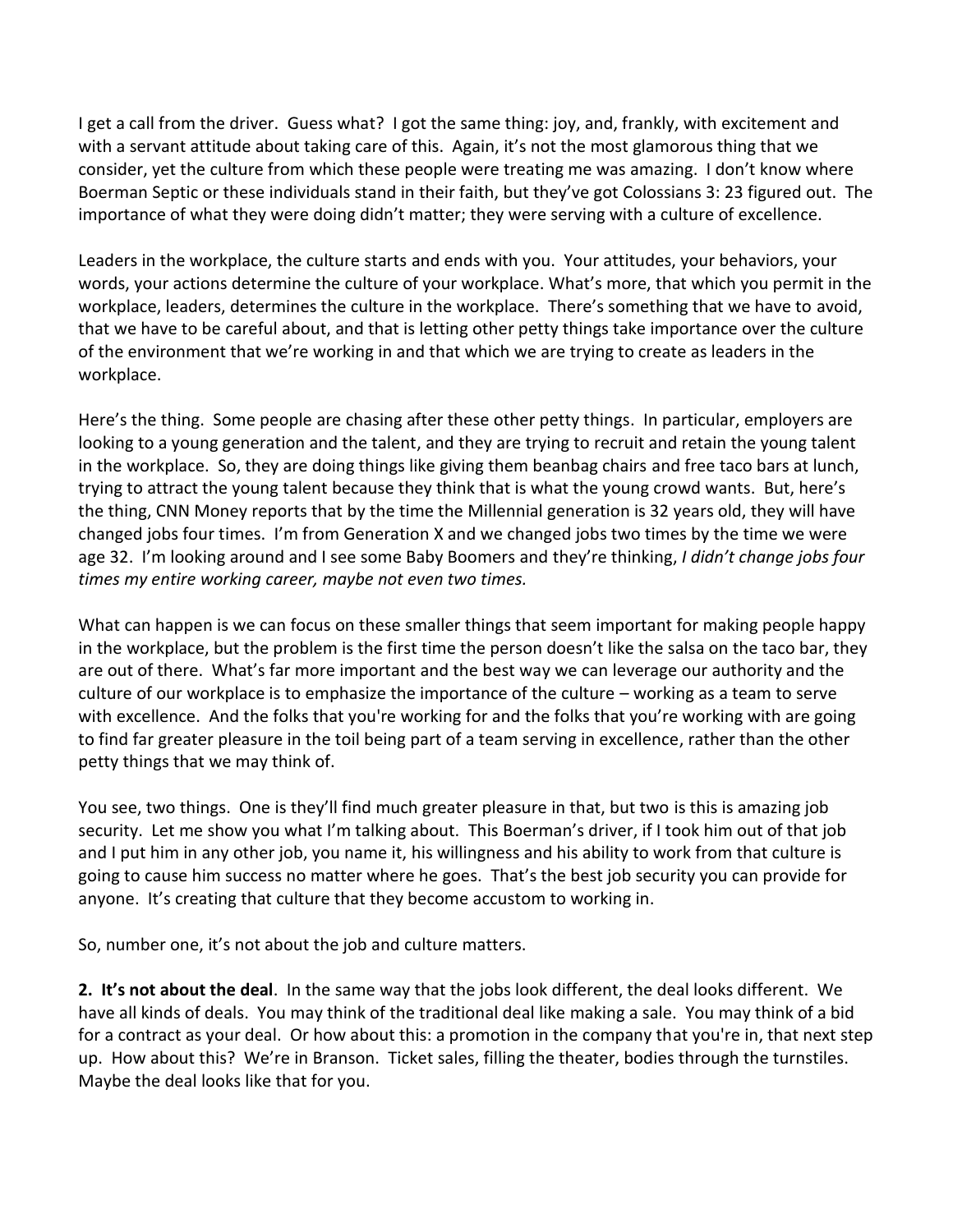I get a call from the driver. Guess what? I got the same thing: joy, and, frankly, with excitement and with a servant attitude about taking care of this. Again, it's not the most glamorous thing that we consider, yet the culture from which these people were treating me was amazing. I don't know where Boerman Septic or these individuals stand in their faith, but they've got Colossians 3: 23 figured out. The importance of what they were doing didn't matter; they were serving with a culture of excellence.

Leaders in the workplace, the culture starts and ends with you. Your attitudes, your behaviors, your words, your actions determine the culture of your workplace. What's more, that which you permit in the workplace, leaders, determines the culture in the workplace. There's something that we have to avoid, that we have to be careful about, and that is letting other petty things take importance over the culture of the environment that we're working in and that which we are trying to create as leaders in the workplace.

Here's the thing. Some people are chasing after these other petty things. In particular, employers are looking to a young generation and the talent, and they are trying to recruit and retain the young talent in the workplace. So, they are doing things like giving them beanbag chairs and free taco bars at lunch, trying to attract the young talent because they think that is what the young crowd wants. But, here's the thing, CNN Money reports that by the time the Millennial generation is 32 years old, they will have changed jobs four times. I'm from Generation X and we changed jobs two times by the time we were age 32. I'm looking around and I see some Baby Boomers and they're thinking, *I didn't change jobs four times my entire working career, maybe not even two times.*

What can happen is we can focus on these smaller things that seem important for making people happy in the workplace, but the problem is the first time the person doesn't like the salsa on the taco bar, they are out of there. What's far more important and the best way we can leverage our authority and the culture of our workplace is to emphasize the importance of the culture – working as a team to serve with excellence. And the folks that you're working for and the folks that you're working with are going to find far greater pleasure in the toil being part of a team serving in excellence, rather than the other petty things that we may think of.

You see, two things. One is they'll find much greater pleasure in that, but two is this is amazing job security. Let me show you what I'm talking about. This Boerman's driver, if I took him out of that job and I put him in any other job, you name it, his willingness and his ability to work from that culture is going to cause him success no matter where he goes. That's the best job security you can provide for anyone. It's creating that culture that they become accustom to working in.

So, number one, it's not about the job and culture matters.

**2. It's not about the deal**. In the same way that the jobs look different, the deal looks different. We have all kinds of deals. You may think of the traditional deal like making a sale. You may think of a bid for a contract as your deal. Or how about this: a promotion in the company that you're in, that next step up. How about this? We're in Branson. Ticket sales, filling the theater, bodies through the turnstiles. Maybe the deal looks like that for you.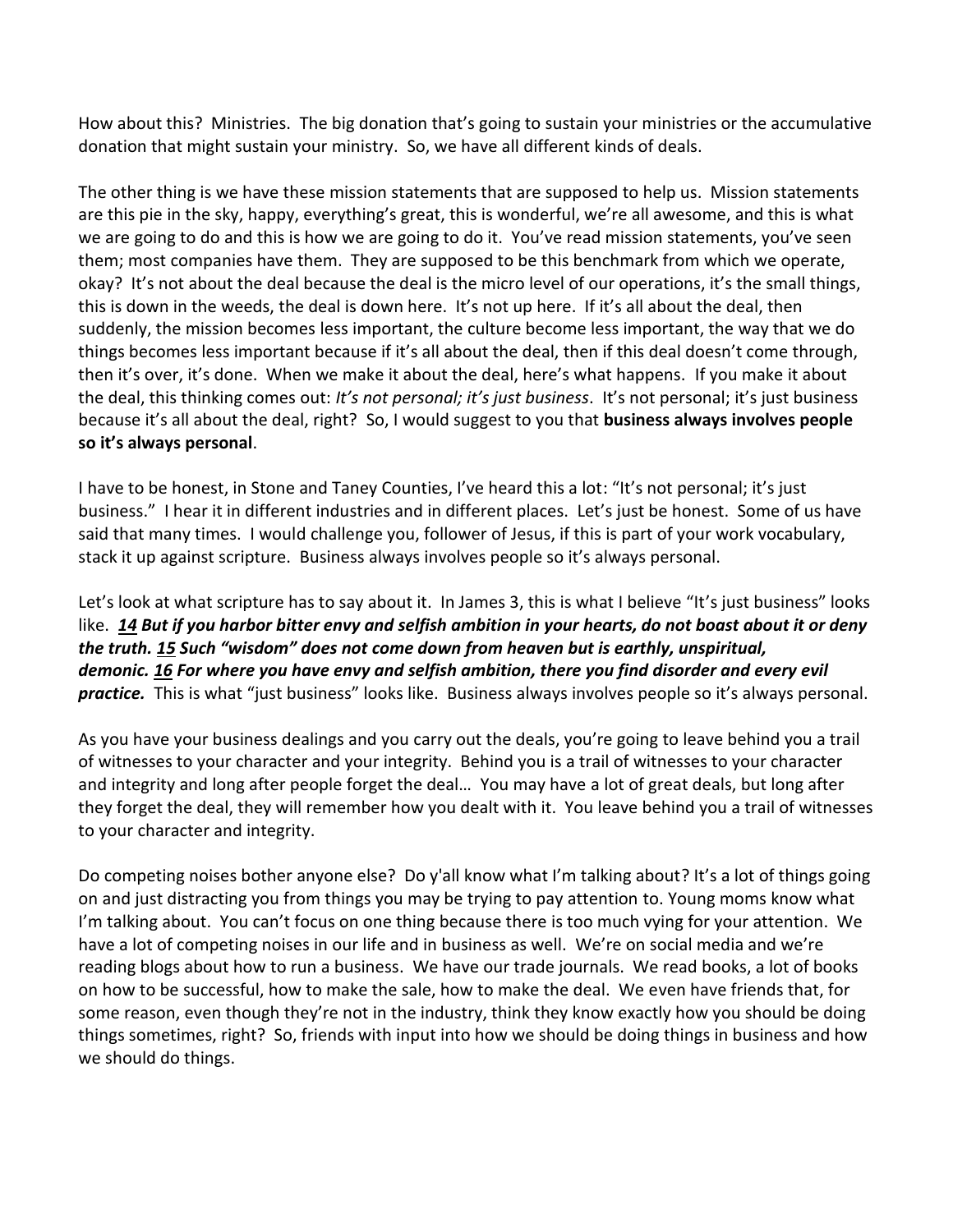How about this? Ministries. The big donation that's going to sustain your ministries or the accumulative donation that might sustain your ministry. So, we have all different kinds of deals.

The other thing is we have these mission statements that are supposed to help us. Mission statements are this pie in the sky, happy, everything's great, this is wonderful, we're all awesome, and this is what we are going to do and this is how we are going to do it. You've read mission statements, you've seen them; most companies have them. They are supposed to be this benchmark from which we operate, okay? It's not about the deal because the deal is the micro level of our operations, it's the small things, this is down in the weeds, the deal is down here. It's not up here. If it's all about the deal, then suddenly, the mission becomes less important, the culture become less important, the way that we do things becomes less important because if it's all about the deal, then if this deal doesn't come through, then it's over, it's done. When we make it about the deal, here's what happens. If you make it about the deal, this thinking comes out: *It's not personal; it's just business*. It's not personal; it's just business because it's all about the deal, right? So, I would suggest to you that **business always involves people so it's always personal**.

I have to be honest, in Stone and Taney Counties, I've heard this a lot: "It's not personal; it's just business." I hear it in different industries and in different places. Let's just be honest. Some of us have said that many times. I would challenge you, follower of Jesus, if this is part of your work vocabulary, stack it up against scripture. Business always involves people so it's always personal.

Let's look at what scripture has to say about it. In James 3, this is what I believe "It's just business" looks like. ***14 But if you harbor bitter envy and selfish ambition in your hearts, do not boast about it or deny the truth. 15 Such "wisdom" does not come down from heaven but is earthly, unspiritual, demonic. 16 For where you have envy and selfish ambition, there you find disorder and every evil practice.*** This is what "just business" looks like. Business always involves people so it's always personal.

As you have your business dealings and you carry out the deals, you're going to leave behind you a trail of witnesses to your character and your integrity. Behind you is a trail of witnesses to your character and integrity and long after people forget the deal… You may have a lot of great deals, but long after they forget the deal, they will remember how you dealt with it. You leave behind you a trail of witnesses to your character and integrity.

Do competing noises bother anyone else? Do y'all know what I'm talking about? It's a lot of things going on and just distracting you from things you may be trying to pay attention to. Young moms know what I'm talking about. You can't focus on one thing because there is too much vying for your attention. We have a lot of competing noises in our life and in business as well. We're on social media and we're reading blogs about how to run a business. We have our trade journals. We read books, a lot of books on how to be successful, how to make the sale, how to make the deal. We even have friends that, for some reason, even though they're not in the industry, think they know exactly how you should be doing things sometimes, right? So, friends with input into how we should be doing things in business and how we should do things.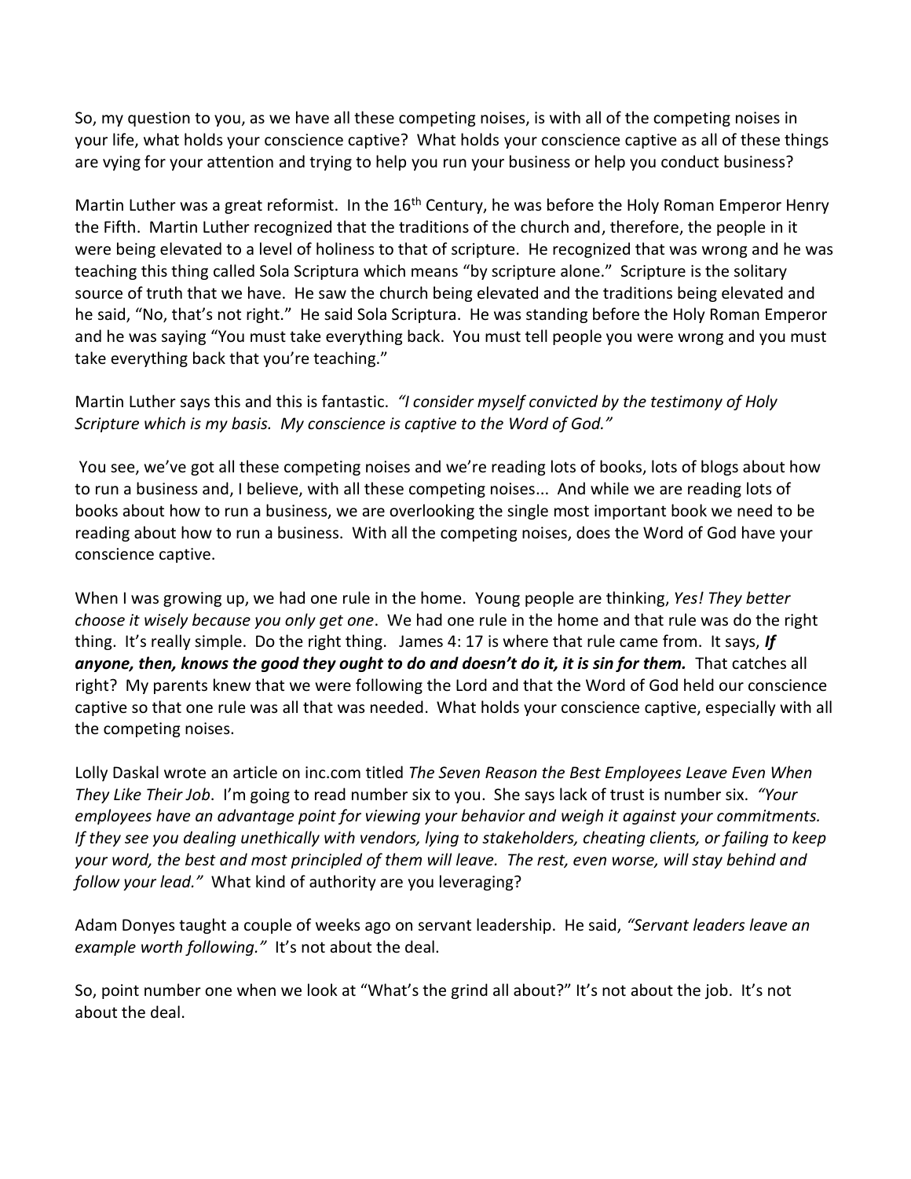So, my question to you, as we have all these competing noises, is with all of the competing noises in your life, what holds your conscience captive? What holds your conscience captive as all of these things are vying for your attention and trying to help you run your business or help you conduct business?

Martin Luther was a great reformist. In the 16th Century, he was before the Holy Roman Emperor Henry the Fifth. Martin Luther recognized that the traditions of the church and, therefore, the people in it were being elevated to a level of holiness to that of scripture. He recognized that was wrong and he was teaching this thing called Sola Scriptura which means "by scripture alone." Scripture is the solitary source of truth that we have. He saw the church being elevated and the traditions being elevated and he said, "No, that's not right." He said Sola Scriptura. He was standing before the Holy Roman Emperor and he was saying "You must take everything back. You must tell people you were wrong and you must take everything back that you're teaching."

Martin Luther says this and this is fantastic. *"I consider myself convicted by the testimony of Holy Scripture which is my basis. My conscience is captive to the Word of God."*

You see, we've got all these competing noises and we're reading lots of books, lots of blogs about how to run a business and, I believe, with all these competing noises... And while we are reading lots of books about how to run a business, we are overlooking the single most important book we need to be reading about how to run a business. With all the competing noises, does the Word of God have your conscience captive.

When I was growing up, we had one rule in the home. Young people are thinking, *Yes! They better choose it wisely because you only get one*. We had one rule in the home and that rule was do the right thing. It's really simple. Do the right thing. James 4: 17 is where that rule came from. It says, ***If anyone, then, knows the good they ought to do and doesn't do it, it is sin for them.*** That catches all right? My parents knew that we were following the Lord and that the Word of God held our conscience captive so that one rule was all that was needed. What holds your conscience captive, especially with all the competing noises.

Lolly Daskal wrote an article on inc.com titled *The Seven Reason the Best Employees Leave Even When They Like Their Job*. I'm going to read number six to you. She says lack of trust is number six. *"Your employees have an advantage point for viewing your behavior and weigh it against your commitments. If they see you dealing unethically with vendors, lying to stakeholders, cheating clients, or failing to keep your word, the best and most principled of them will leave. The rest, even worse, will stay behind and follow your lead."* What kind of authority are you leveraging?

Adam Donyes taught a couple of weeks ago on servant leadership. He said, *"Servant leaders leave an example worth following."* It's not about the deal.

So, point number one when we look at "What's the grind all about?" It's not about the job. It's not about the deal.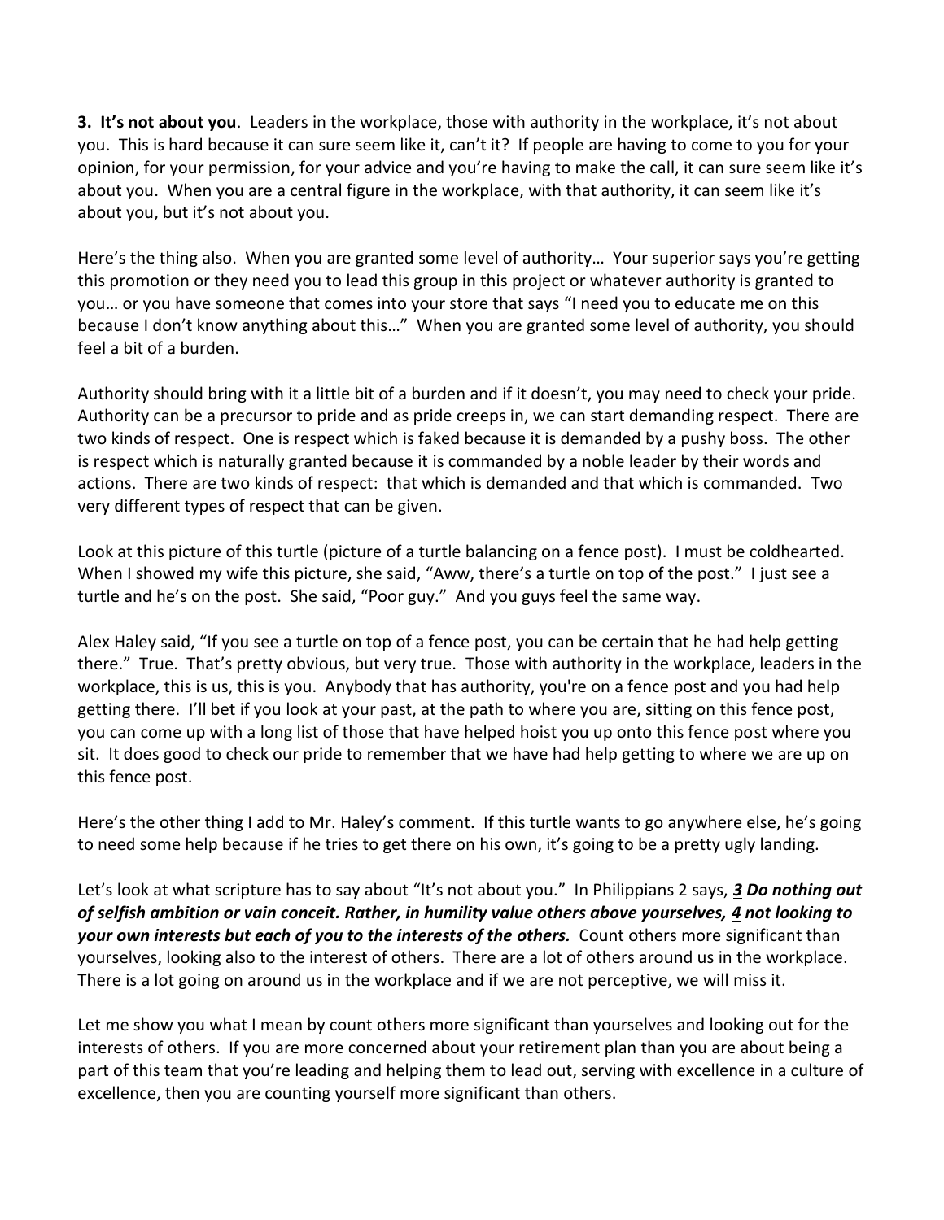**3. It's not about you**. Leaders in the workplace, those with authority in the workplace, it's not about you. This is hard because it can sure seem like it, can't it? If people are having to come to you for your opinion, for your permission, for your advice and you're having to make the call, it can sure seem like it's about you. When you are a central figure in the workplace, with that authority, it can seem like it's about you, but it's not about you.

Here's the thing also. When you are granted some level of authority… Your superior says you're getting this promotion or they need you to lead this group in this project or whatever authority is granted to you… or you have someone that comes into your store that says "I need you to educate me on this because I don't know anything about this…" When you are granted some level of authority, you should feel a bit of a burden.

Authority should bring with it a little bit of a burden and if it doesn't, you may need to check your pride. Authority can be a precursor to pride and as pride creeps in, we can start demanding respect. There are two kinds of respect. One is respect which is faked because it is demanded by a pushy boss. The other is respect which is naturally granted because it is commanded by a noble leader by their words and actions. There are two kinds of respect: that which is demanded and that which is commanded. Two very different types of respect that can be given.

Look at this picture of this turtle (picture of a turtle balancing on a fence post). I must be coldhearted. When I showed my wife this picture, she said, "Aww, there's a turtle on top of the post." I just see a turtle and he's on the post. She said, "Poor guy." And you guys feel the same way.

Alex Haley said, "If you see a turtle on top of a fence post, you can be certain that he had help getting there." True. That's pretty obvious, but very true. Those with authority in the workplace, leaders in the workplace, this is us, this is you. Anybody that has authority, you're on a fence post and you had help getting there. I'll bet if you look at your past, at the path to where you are, sitting on this fence post, you can come up with a long list of those that have helped hoist you up onto this fence post where you sit. It does good to check our pride to remember that we have had help getting to where we are up on this fence post.

Here's the other thing I add to Mr. Haley's comment. If this turtle wants to go anywhere else, he's going to need some help because if he tries to get there on his own, it's going to be a pretty ugly landing.

Let's look at what scripture has to say about "It's not about you." In Philippians 2 says, ***3 Do nothing out of selfish ambition or vain conceit. Rather, in humility value others above yourselves, 4 not looking to your own interests but each of you to the interests of the others.*** Count others more significant than yourselves, looking also to the interest of others. There are a lot of others around us in the workplace. There is a lot going on around us in the workplace and if we are not perceptive, we will miss it.

Let me show you what I mean by count others more significant than yourselves and looking out for the interests of others. If you are more concerned about your retirement plan than you are about being a part of this team that you're leading and helping them to lead out, serving with excellence in a culture of excellence, then you are counting yourself more significant than others.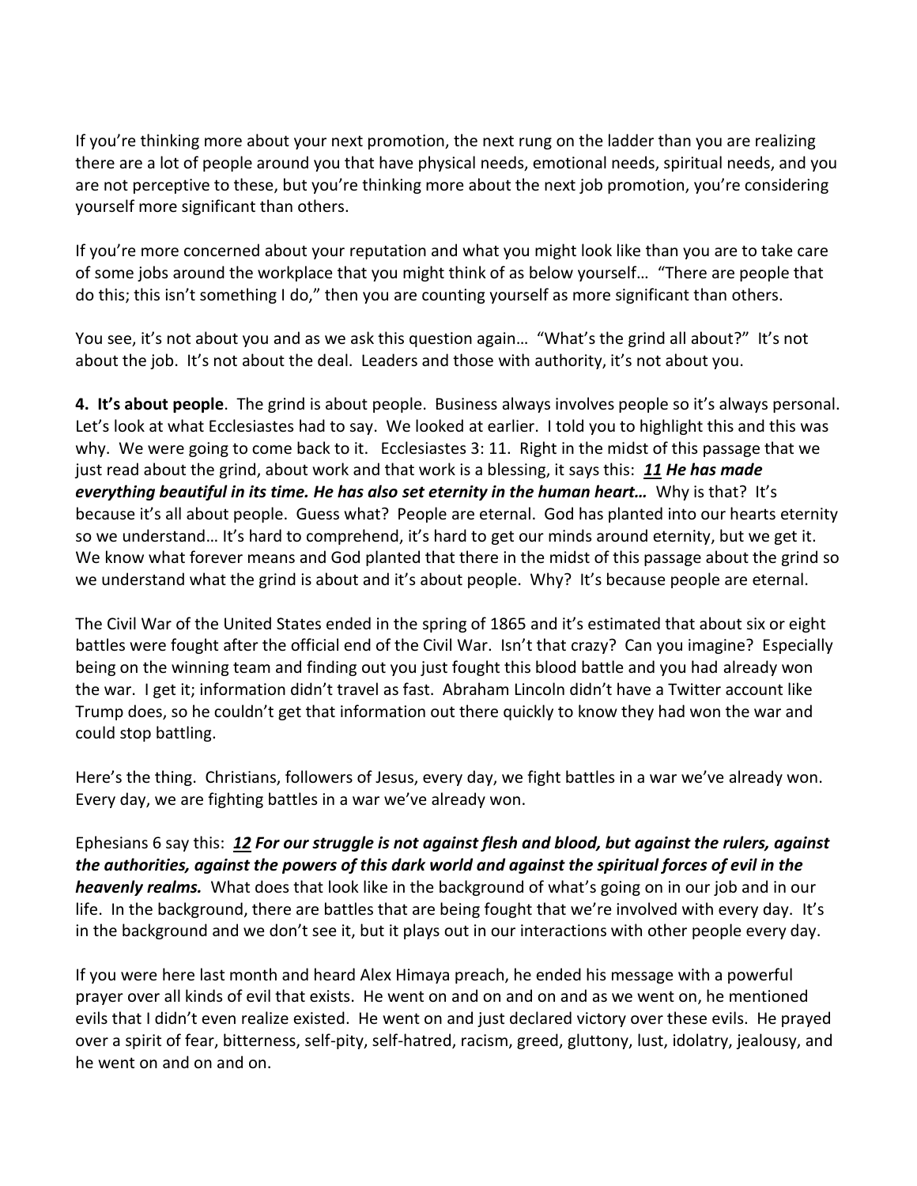If you're thinking more about your next promotion, the next rung on the ladder than you are realizing there are a lot of people around you that have physical needs, emotional needs, spiritual needs, and you are not perceptive to these, but you're thinking more about the next job promotion, you're considering yourself more significant than others.

If you're more concerned about your reputation and what you might look like than you are to take care of some jobs around the workplace that you might think of as below yourself… "There are people that do this; this isn't something I do," then you are counting yourself as more significant than others.

You see, it's not about you and as we ask this question again… "What's the grind all about?" It's not about the job. It's not about the deal. Leaders and those with authority, it's not about you.

**4. It's about people**. The grind is about people. Business always involves people so it's always personal. Let's look at what Ecclesiastes had to say. We looked at earlier. I told you to highlight this and this was why. We were going to come back to it. Ecclesiastes 3: 11. Right in the midst of this passage that we just read about the grind, about work and that work is a blessing, it says this: ***11 He has made everything beautiful in its time. He has also set eternity in the human heart…*** Why is that? It's because it's all about people. Guess what? People are eternal. God has planted into our hearts eternity so we understand… It's hard to comprehend, it's hard to get our minds around eternity, but we get it. We know what forever means and God planted that there in the midst of this passage about the grind so we understand what the grind is about and it's about people. Why? It's because people are eternal.

The Civil War of the United States ended in the spring of 1865 and it's estimated that about six or eight battles were fought after the official end of the Civil War. Isn't that crazy? Can you imagine? Especially being on the winning team and finding out you just fought this blood battle and you had already won the war. I get it; information didn't travel as fast. Abraham Lincoln didn't have a Twitter account like Trump does, so he couldn't get that information out there quickly to know they had won the war and could stop battling.

Here's the thing. Christians, followers of Jesus, every day, we fight battles in a war we've already won. Every day, we are fighting battles in a war we've already won.

Ephesians 6 say this: ***12 For our struggle is not against flesh and blood, but against the rulers, against the authorities, against the powers of this dark world and against the spiritual forces of evil in the heavenly realms.*** What does that look like in the background of what's going on in our job and in our life. In the background, there are battles that are being fought that we're involved with every day. It's in the background and we don't see it, but it plays out in our interactions with other people every day.

If you were here last month and heard Alex Himaya preach, he ended his message with a powerful prayer over all kinds of evil that exists. He went on and on and on and as we went on, he mentioned evils that I didn't even realize existed. He went on and just declared victory over these evils. He prayed over a spirit of fear, bitterness, self-pity, self-hatred, racism, greed, gluttony, lust, idolatry, jealousy, and he went on and on and on.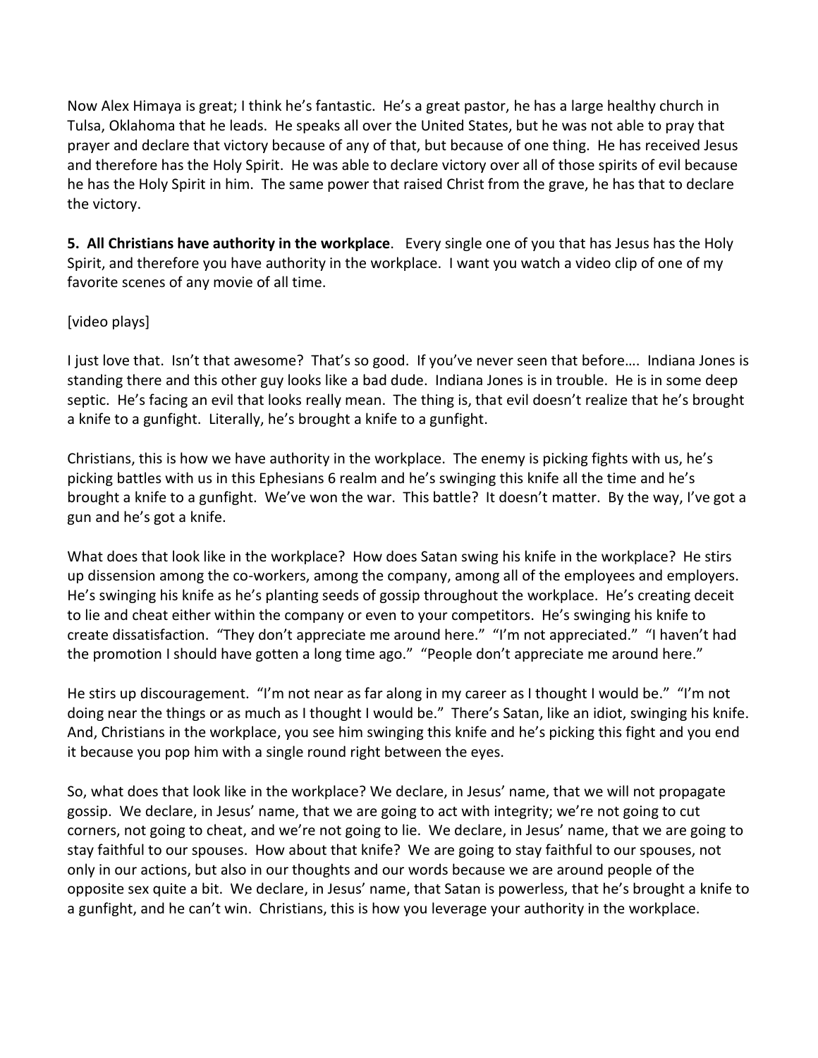Now Alex Himaya is great; I think he's fantastic. He's a great pastor, he has a large healthy church in Tulsa, Oklahoma that he leads. He speaks all over the United States, but he was not able to pray that prayer and declare that victory because of any of that, but because of one thing. He has received Jesus and therefore has the Holy Spirit. He was able to declare victory over all of those spirits of evil because he has the Holy Spirit in him. The same power that raised Christ from the grave, he has that to declare the victory.

**5. All Christians have authority in the workplace**. Every single one of you that has Jesus has the Holy Spirit, and therefore you have authority in the workplace. I want you watch a video clip of one of my favorite scenes of any movie of all time.

[video plays]

I just love that. Isn't that awesome? That's so good. If you've never seen that before…. Indiana Jones is standing there and this other guy looks like a bad dude. Indiana Jones is in trouble. He is in some deep septic. He's facing an evil that looks really mean. The thing is, that evil doesn't realize that he's brought a knife to a gunfight. Literally, he's brought a knife to a gunfight.

Christians, this is how we have authority in the workplace. The enemy is picking fights with us, he's picking battles with us in this Ephesians 6 realm and he's swinging this knife all the time and he's brought a knife to a gunfight. We've won the war. This battle? It doesn't matter. By the way, I've got a gun and he's got a knife.

What does that look like in the workplace? How does Satan swing his knife in the workplace? He stirs up dissension among the co-workers, among the company, among all of the employees and employers. He's swinging his knife as he's planting seeds of gossip throughout the workplace. He's creating deceit to lie and cheat either within the company or even to your competitors. He's swinging his knife to create dissatisfaction. "They don't appreciate me around here." "I'm not appreciated." "I haven't had the promotion I should have gotten a long time ago." "People don't appreciate me around here."

He stirs up discouragement. "I'm not near as far along in my career as I thought I would be." "I'm not doing near the things or as much as I thought I would be." There's Satan, like an idiot, swinging his knife. And, Christians in the workplace, you see him swinging this knife and he's picking this fight and you end it because you pop him with a single round right between the eyes.

So, what does that look like in the workplace? We declare, in Jesus' name, that we will not propagate gossip. We declare, in Jesus' name, that we are going to act with integrity; we're not going to cut corners, not going to cheat, and we're not going to lie. We declare, in Jesus' name, that we are going to stay faithful to our spouses. How about that knife? We are going to stay faithful to our spouses, not only in our actions, but also in our thoughts and our words because we are around people of the opposite sex quite a bit. We declare, in Jesus' name, that Satan is powerless, that he's brought a knife to a gunfight, and he can't win. Christians, this is how you leverage your authority in the workplace.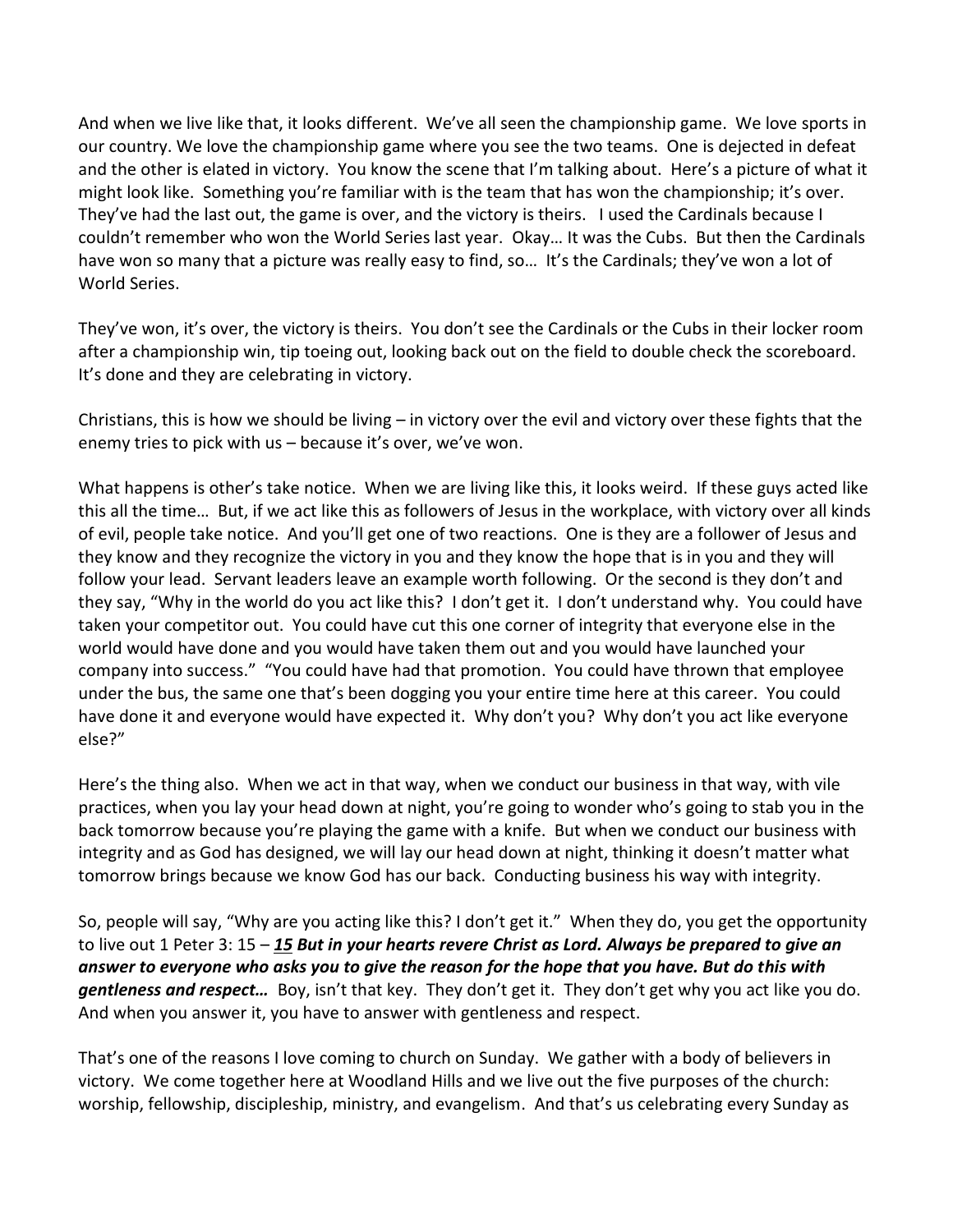And when we live like that, it looks different. We've all seen the championship game. We love sports in our country. We love the championship game where you see the two teams. One is dejected in defeat and the other is elated in victory. You know the scene that I'm talking about. Here's a picture of what it might look like. Something you're familiar with is the team that has won the championship; it's over. They've had the last out, the game is over, and the victory is theirs. I used the Cardinals because I couldn't remember who won the World Series last year. Okay… It was the Cubs. But then the Cardinals have won so many that a picture was really easy to find, so… It's the Cardinals; they've won a lot of World Series.

They've won, it's over, the victory is theirs. You don't see the Cardinals or the Cubs in their locker room after a championship win, tip toeing out, looking back out on the field to double check the scoreboard. It's done and they are celebrating in victory.

Christians, this is how we should be living – in victory over the evil and victory over these fights that the enemy tries to pick with us – because it's over, we've won.

What happens is other's take notice. When we are living like this, it looks weird. If these guys acted like this all the time… But, if we act like this as followers of Jesus in the workplace, with victory over all kinds of evil, people take notice. And you'll get one of two reactions. One is they are a follower of Jesus and they know and they recognize the victory in you and they know the hope that is in you and they will follow your lead. Servant leaders leave an example worth following. Or the second is they don't and they say, "Why in the world do you act like this? I don't get it. I don't understand why. You could have taken your competitor out. You could have cut this one corner of integrity that everyone else in the world would have done and you would have taken them out and you would have launched your company into success." "You could have had that promotion. You could have thrown that employee under the bus, the same one that's been dogging you your entire time here at this career. You could have done it and everyone would have expected it. Why don't you? Why don't you act like everyone else?"

Here's the thing also. When we act in that way, when we conduct our business in that way, with vile practices, when you lay your head down at night, you're going to wonder who's going to stab you in the back tomorrow because you're playing the game with a knife. But when we conduct our business with integrity and as God has designed, we will lay our head down at night, thinking it doesn't matter what tomorrow brings because we know God has our back. Conducting business his way with integrity.

So, people will say, "Why are you acting like this? I don't get it." When they do, you get the opportunity to live out 1 Peter 3: 15 – ***15 But in your hearts revere Christ as Lord. Always be prepared to give an answer to everyone who asks you to give the reason for the hope that you have. But do this with gentleness and respect…*** Boy, isn't that key. They don't get it. They don't get why you act like you do. And when you answer it, you have to answer with gentleness and respect.

That's one of the reasons I love coming to church on Sunday. We gather with a body of believers in victory. We come together here at Woodland Hills and we live out the five purposes of the church: worship, fellowship, discipleship, ministry, and evangelism. And that's us celebrating every Sunday as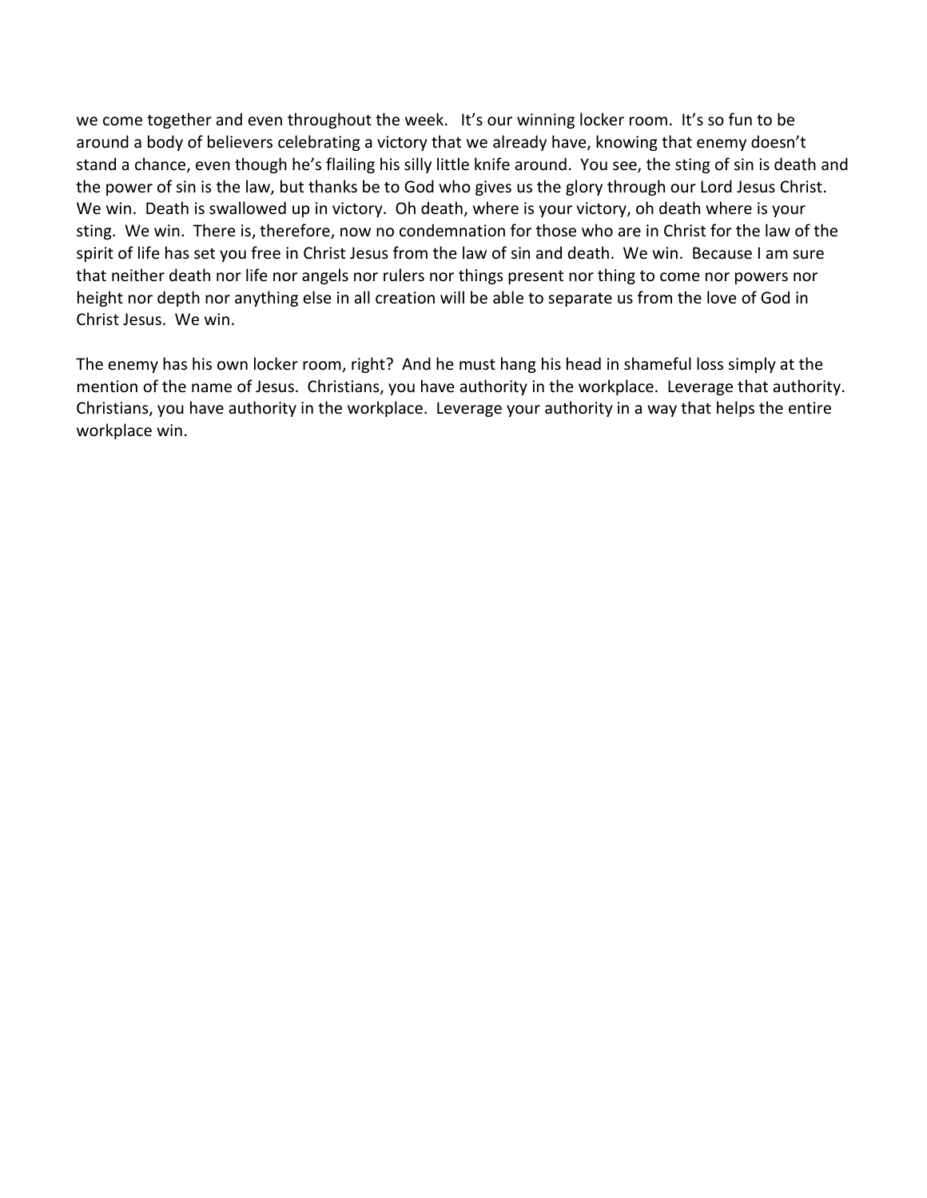we come together and even throughout the week. It's our winning locker room. It's so fun to be around a body of believers celebrating a victory that we already have, knowing that enemy doesn't stand a chance, even though he's flailing his silly little knife around. You see, the sting of sin is death and the power of sin is the law, but thanks be to God who gives us the glory through our Lord Jesus Christ. We win. Death is swallowed up in victory. Oh death, where is your victory, oh death where is your sting. We win. There is, therefore, now no condemnation for those who are in Christ for the law of the spirit of life has set you free in Christ Jesus from the law of sin and death. We win. Because I am sure that neither death nor life nor angels nor rulers nor things present nor thing to come nor powers nor height nor depth nor anything else in all creation will be able to separate us from the love of God in Christ Jesus. We win.

The enemy has his own locker room, right? And he must hang his head in shameful loss simply at the mention of the name of Jesus. Christians, you have authority in the workplace. Leverage that authority. Christians, you have authority in the workplace. Leverage your authority in a way that helps the entire workplace win.